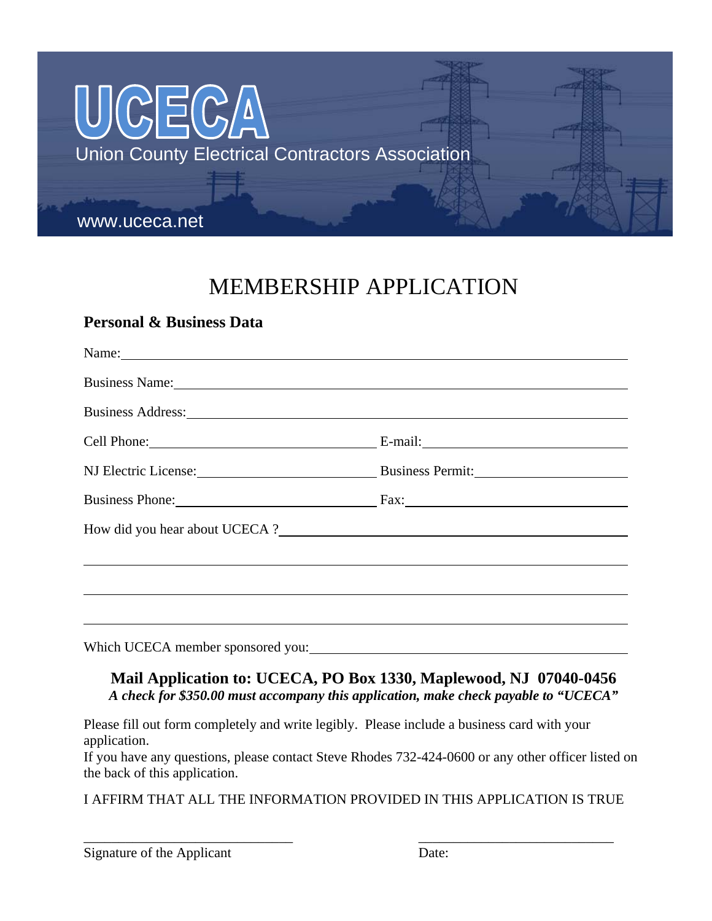# UCECA

Union County Electrical Contractors Association

www.uceca.net

## MEMBERSHIP APPLICATION

### Personal & Business Data

Name: \_\_\_\_\_\_\_\_\_\_\_\_\_\_\_\_\_\_\_\_\_\_\_\_\_\_\_\_\_\_\_\_\_\_\_\_\_\_\_\_

Business Name: \_\_\_\_\_\_\_\_\_\_\_\_\_\_\_\_\_\_\_\_\_\_\_\_\_\_\_\_\_\_\_\_\_\_\_\_

Business Address: \_\_\_\_\_\_\_\_\_\_\_\_\_\_\_\_\_\_\_\_\_\_\_\_\_\_\_\_\_\_\_\_\_

Cell Phone: \_\_\_\_\_\_\_\_\_\_\_\_\_\_\_\_\_\_ E-mail: \_\_\_\_\_\_\_\_\_\_\_\_\_\_\_\_\_\_

NJ Electric License: \_\_\_\_\_\_\_\_\_\_\_\_\_\_ Business Permit: \_\_\_\_\_\_\_\_\_\_\_\_\_\_

Business Phone: \_\_\_\_\_\_\_\_\_\_\_\_\_\_\_\_ Fax: \_\_\_\_\_\_\_\_\_\_\_\_\_\_\_\_\_\_\_\_

How did you hear about UCECA ? \_\_\_\_\_\_\_\_\_\_\_\_\_\_\_\_\_\_\_\_\_\_\_\_\_\_\_\_\_

\_\_\_\_\_\_\_\_\_\_\_\_\_\_\_\_\_\_\_\_\_\_\_\_\_\_\_\_\_\_\_\_\_\_\_\_\_\_\_\_\_\_\_\_\_\_\_\_\_\_\_

\_\_\_\_\_\_\_\_\_\_\_\_\_\_\_\_\_\_\_\_\_\_\_\_\_\_\_\_\_\_\_\_\_\_\_\_\_\_\_\_\_\_\_\_\_\_\_\_\_\_\_

\_\_\_\_\_\_\_\_\_\_\_\_\_\_\_\_\_\_\_\_\_\_\_\_\_\_\_\_\_\_\_\_\_\_\_\_\_\_\_\_\_\_\_\_\_\_\_\_\_\_\_

Which UCECA member sponsored you: \_\_\_\_\_\_\_\_\_\_\_\_\_\_\_\_\_\_\_\_\_\_\_\_\_\_\_

**Mail Application to: UCECA, PO Box 1330, Maplewood, NJ 07040-0456**

***A check for $350.00 must accompany this application, make check payable to "UCECA"***

Please fill out form completely and write legibly. Please include a business card with your application.

If you have any questions, please contact Steve Rhodes 732-424-0600 or any other officer listed on the back of this application.

I AFFIRM THAT ALL THE INFORMATION PROVIDED IN THIS APPLICATION IS TRUE

\_\_\_\_\_\_\_\_\_\_\_\_\_\_\_\_\_\_\_\_\_\_\_\_\_\_\_\_\_\_\_ \_\_\_\_\_\_\_\_\_\_\_\_\_\_\_\_\_\_\_\_\_\_\_\_\_\_\_\_\_\_

Signature of the Applicant Date: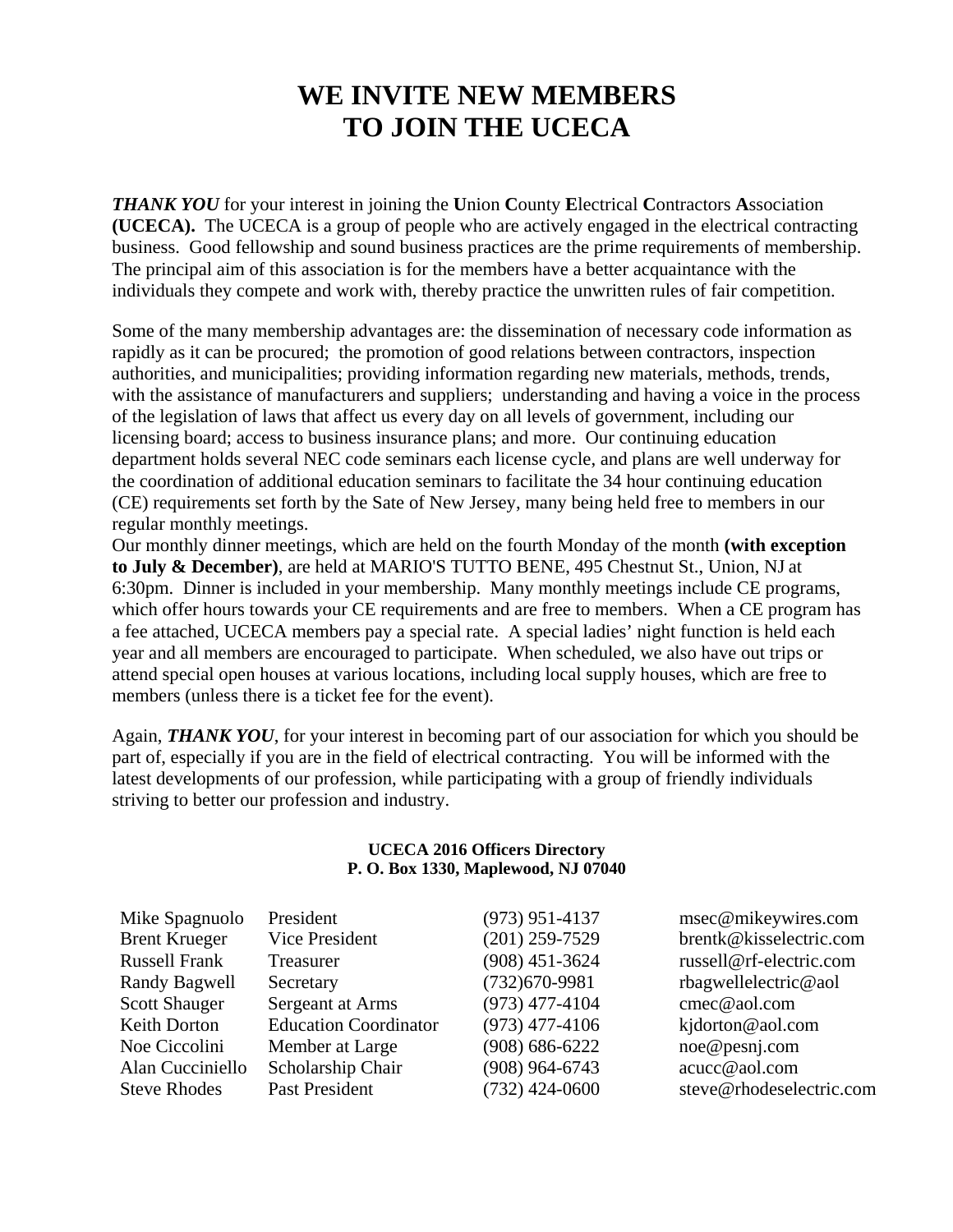# WE INVITE NEW MEMBERS TO JOIN THE UCECA

***THANK YOU*** for your interest in joining the **U**nion **C**ounty **E**lectrical **C**ontractors **A**ssociation **(UCECA).** The UCECA is a group of people who are actively engaged in the electrical contracting business. Good fellowship and sound business practices are the prime requirements of membership. The principal aim of this association is for the members have a better acquaintance with the individuals they compete and work with, thereby practice the unwritten rules of fair competition.

Some of the many membership advantages are: the dissemination of necessary code information as rapidly as it can be procured; the promotion of good relations between contractors, inspection authorities, and municipalities; providing information regarding new materials, methods, trends, with the assistance of manufacturers and suppliers; understanding and having a voice in the process of the legislation of laws that affect us every day on all levels of government, including our licensing board; access to business insurance plans; and more. Our continuing education department holds several NEC code seminars each license cycle, and plans are well underway for the coordination of additional education seminars to facilitate the 34 hour continuing education (CE) requirements set forth by the Sate of New Jersey, many being held free to members in our regular monthly meetings.

Our monthly dinner meetings, which are held on the fourth Monday of the month **(with exception to July & December)**, are held at MARIO'S TUTTO BENE, 495 Chestnut St., Union, NJ at 6:30pm. Dinner is included in your membership. Many monthly meetings include CE programs, which offer hours towards your CE requirements and are free to members. When a CE program has a fee attached, UCECA members pay a special rate. A special ladies' night function is held each year and all members are encouraged to participate. When scheduled, we also have out trips or attend special open houses at various locations, including local supply houses, which are free to members (unless there is a ticket fee for the event).

Again, ***THANK YOU***, for your interest in becoming part of our association for which you should be part of, especially if you are in the field of electrical contracting. You will be informed with the latest developments of our profession, while participating with a group of friendly individuals striving to better our profession and industry.

**UCECA 2016 Officers Directory**
**P. O. Box 1330, Maplewood, NJ 07040**

| | | | |
|---|---|---|---|
| Mike Spagnuolo | President | (973) 951-4137 | msec@mikeywires.com |
| Brent Krueger | Vice President | (201) 259-7529 | brentk@kisselectric.com |
| Russell Frank | Treasurer | (908) 451-3624 | russell@rf-electric.com |
| Randy Bagwell | Secretary | (732)670-9981 | rbagwellelectric@aol |
| Scott Shauger | Sergeant at Arms | (973) 477-4104 | cmec@aol.com |
| Keith Dorton | Education Coordinator | (973) 477-4106 | kjdorton@aol.com |
| Noe Ciccolini | Member at Large | (908) 686-6222 | noe@pesnj.com |
| Alan Cucciniello | Scholarship Chair | (908) 964-6743 | acucc@aol.com |
| Steve Rhodes | Past President | (732) 424-0600 | steve@rhodeselectric.com |